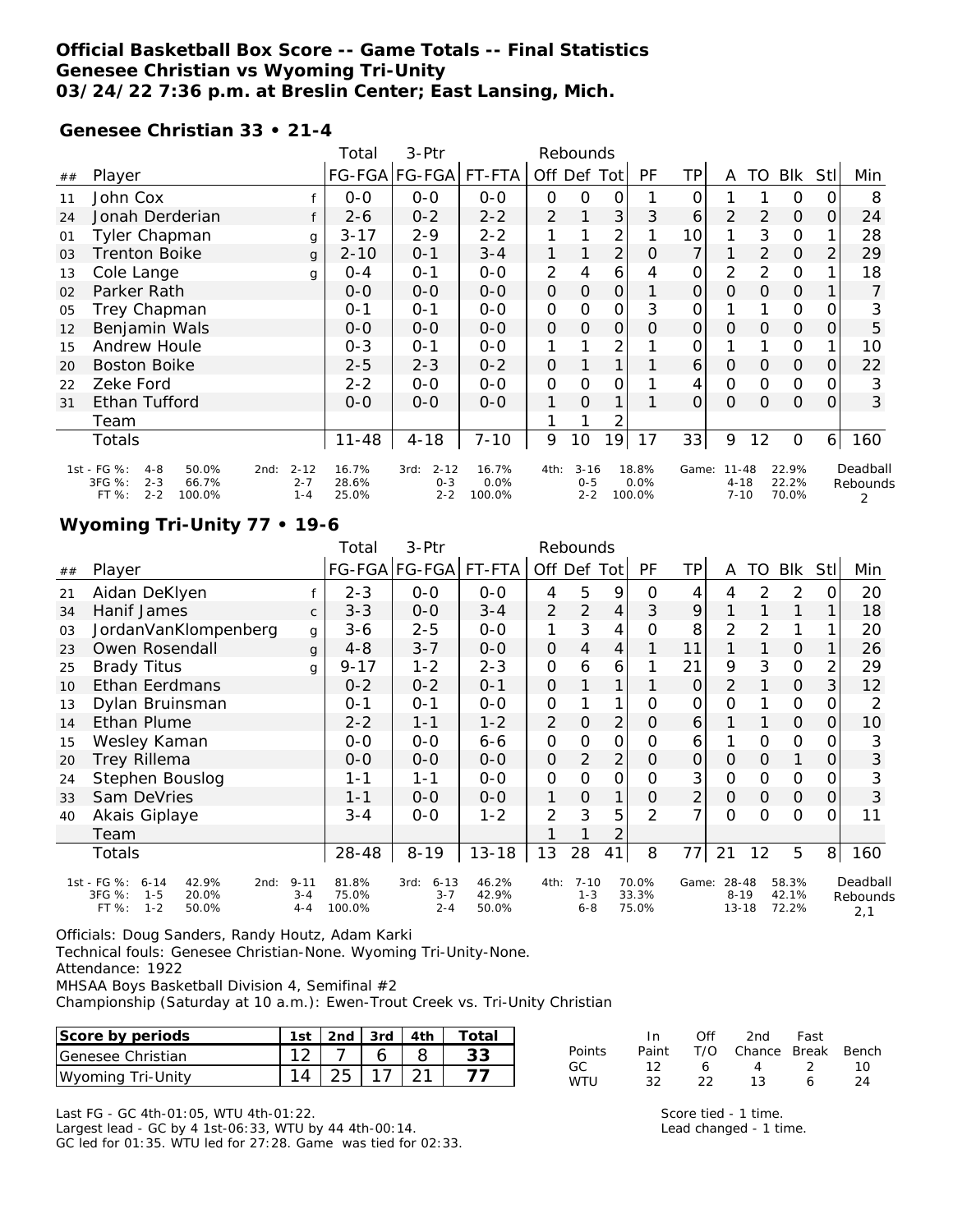# Official Basketball Box Score -- Game Totals -- Final Statistics
## Genesee Christian vs Wyoming Tri-Unity
### 03/24/22 7:36 p.m. at Breslin Center; East Lansing, Mich.

**Genesee Christian 33 • 21-4**

| ## | Player | | Total FG-FGA | 3-Ptr FG-FGA | FT-FTA | Off | Def | Tot | PF | TP | A | TO | Blk | Stl | Min |
|---|---|---|---|---|---|---|---|---|---|---|---|---|---|---|---|
| 11 | John Cox | f | 0-0 | 0-0 | 0-0 | 0 | 0 | 0 | 1 | 0 | 1 | 1 | 0 | 0 | 8 |
| 24 | Jonah Derderian | f | 2-6 | 0-2 | 2-2 | 2 | 1 | 3 | 3 | 6 | 2 | 2 | 0 | 0 | 24 |
| 01 | Tyler Chapman | g | 3-17 | 2-9 | 2-2 | 1 | 1 | 2 | 1 | 10 | 1 | 3 | 0 | 1 | 28 |
| 03 | Trenton Boike | g | 2-10 | 0-1 | 3-4 | 1 | 1 | 2 | 0 | 7 | 1 | 2 | 0 | 2 | 29 |
| 13 | Cole Lange | g | 0-4 | 0-1 | 0-0 | 2 | 4 | 6 | 4 | 0 | 2 | 2 | 0 | 1 | 18 |
| 02 | Parker Rath | | 0-0 | 0-0 | 0-0 | 0 | 0 | 0 | 1 | 0 | 0 | 0 | 0 | 1 | 7 |
| 05 | Trey Chapman | | 0-1 | 0-1 | 0-0 | 0 | 0 | 0 | 3 | 0 | 1 | 1 | 0 | 0 | 3 |
| 12 | Benjamin Wals | | 0-0 | 0-0 | 0-0 | 0 | 0 | 0 | 0 | 0 | 0 | 0 | 0 | 0 | 5 |
| 15 | Andrew Houle | | 0-3 | 0-1 | 0-0 | 1 | 1 | 2 | 1 | 0 | 1 | 1 | 0 | 1 | 10 |
| 20 | Boston Boike | | 2-5 | 2-3 | 0-2 | 0 | 1 | 1 | 1 | 6 | 0 | 0 | 0 | 0 | 22 |
| 22 | Zeke Ford | | 2-2 | 0-0 | 0-0 | 0 | 0 | 0 | 1 | 4 | 0 | 0 | 0 | 0 | 3 |
| 31 | Ethan Tufford | | 0-0 | 0-0 | 0-0 | 1 | 0 | 1 | 1 | 0 | 0 | 0 | 0 | 0 | 3 |
| | Team | | | | | 1 | 1 | 2 | | | | | | | |
| | Totals | | 11-48 | 4-18 | 7-10 | 9 | 10 | 19 | 17 | 33 | 9 | 12 | 0 | 6 | 160 |

| Period | FG | FG% | 3FG | 3FG% | FT | FT% |
|---|---|---|---|---|---|---|
| 1st | 4-8 | 50.0% | 2-3 | 66.7% | 2-2 | 100.0% |
| 2nd | 2-12 | 16.7% | 2-7 | 28.6% | 1-4 | 25.0% |
| 3rd | 2-12 | 16.7% | 0-3 | 0.0% | 2-2 | 100.0% |
| 4th | 3-16 | 18.8% | 0-5 | 0.0% | 2-2 | 100.0% |
| Game | 11-48 | 22.9% | 4-18 | 22.2% | 7-10 | 70.0% |

Deadball Rebounds: 2

**Wyoming Tri-Unity 77 • 19-6**

| ## | Player | | Total FG-FGA | 3-Ptr FG-FGA | FT-FTA | Off | Def | Tot | PF | TP | A | TO | Blk | Stl | Min |
|---|---|---|---|---|---|---|---|---|---|---|---|---|---|---|---|
| 21 | Aidan DeKlyen | f | 2-3 | 0-0 | 0-0 | 4 | 5 | 9 | 0 | 4 | 4 | 2 | 2 | 0 | 20 |
| 34 | Hanif James | c | 3-3 | 0-0 | 3-4 | 2 | 2 | 4 | 3 | 9 | 1 | 1 | 1 | 1 | 18 |
| 03 | JordanVanKlompenberg | g | 3-6 | 2-5 | 0-0 | 1 | 3 | 4 | 0 | 8 | 2 | 2 | 1 | 1 | 20 |
| 23 | Owen Rosendall | g | 4-8 | 3-7 | 0-0 | 0 | 4 | 4 | 1 | 11 | 1 | 1 | 0 | 1 | 26 |
| 25 | Brady Titus | g | 9-17 | 1-2 | 2-3 | 0 | 6 | 6 | 1 | 21 | 9 | 3 | 0 | 2 | 29 |
| 10 | Ethan Eerdmans | | 0-2 | 0-2 | 0-1 | 0 | 1 | 1 | 1 | 0 | 2 | 1 | 0 | 3 | 12 |
| 13 | Dylan Bruinsman | | 0-1 | 0-1 | 0-0 | 0 | 1 | 1 | 0 | 0 | 0 | 1 | 0 | 0 | 2 |
| 14 | Ethan Plume | | 2-2 | 1-1 | 1-2 | 2 | 0 | 2 | 0 | 6 | 1 | 1 | 0 | 0 | 10 |
| 15 | Wesley Kaman | | 0-0 | 0-0 | 6-6 | 0 | 0 | 0 | 0 | 6 | 1 | 0 | 0 | 0 | 3 |
| 20 | Trey Rillema | | 0-0 | 0-0 | 0-0 | 0 | 2 | 2 | 0 | 0 | 0 | 0 | 1 | 0 | 3 |
| 24 | Stephen Bouslog | | 1-1 | 1-1 | 0-0 | 0 | 0 | 0 | 0 | 3 | 0 | 0 | 0 | 0 | 3 |
| 33 | Sam DeVries | | 1-1 | 0-0 | 0-0 | 1 | 0 | 1 | 0 | 2 | 0 | 0 | 0 | 0 | 3 |
| 40 | Akais Giplaye | | 3-4 | 0-0 | 1-2 | 2 | 3 | 5 | 2 | 7 | 0 | 0 | 0 | 0 | 11 |
| | Team | | | | | 1 | 1 | 2 | | | | | | | |
| | Totals | | 28-48 | 8-19 | 13-18 | 13 | 28 | 41 | 8 | 77 | 21 | 12 | 5 | 8 | 160 |

| Period | FG | FG% | 3FG | 3FG% | FT | FT% |
|---|---|---|---|---|---|---|
| 1st | 6-14 | 42.9% | 1-5 | 20.0% | 1-2 | 50.0% |
| 2nd | 9-11 | 81.8% | 3-4 | 75.0% | 4-4 | 100.0% |
| 3rd | 6-13 | 46.2% | 3-7 | 42.9% | 2-4 | 50.0% |
| 4th | 7-10 | 70.0% | 1-3 | 33.3% | 6-8 | 75.0% |
| Game | 28-48 | 58.3% | 8-19 | 42.1% | 13-18 | 72.2% |

Deadball Rebounds: 2,1

Officials: Doug Sanders, Randy Houtz, Adam Karki
Technical fouls: Genesee Christian-None. Wyoming Tri-Unity-None.
Attendance: 1922
MHSAA Boys Basketball Division 4, Semifinal #2
Championship (Saturday at 10 a.m.): Ewen-Trout Creek vs. Tri-Unity Christian

| Score by periods | 1st | 2nd | 3rd | 4th | Total |
|---|---|---|---|---|---|
| Genesee Christian | 12 | 7 | 6 | 8 | 33 |
| Wyoming Tri-Unity | 14 | 25 | 17 | 21 | 77 |

| Points | In Paint | Off T/O | 2nd Chance | Fast Break | Bench |
|---|---|---|---|---|---|
| GC | 12 | 6 | 4 | 2 | 10 |
| WTU | 32 | 22 | 13 | 6 | 24 |

Last FG - GC 4th-01:05, WTU 4th-01:22.
Largest lead - GC by 4 1st-06:33, WTU by 44 4th-00:14.
GC led for 01:35. WTU led for 27:28. Game was tied for 02:33.

Score tied - 1 time.
Lead changed - 1 time.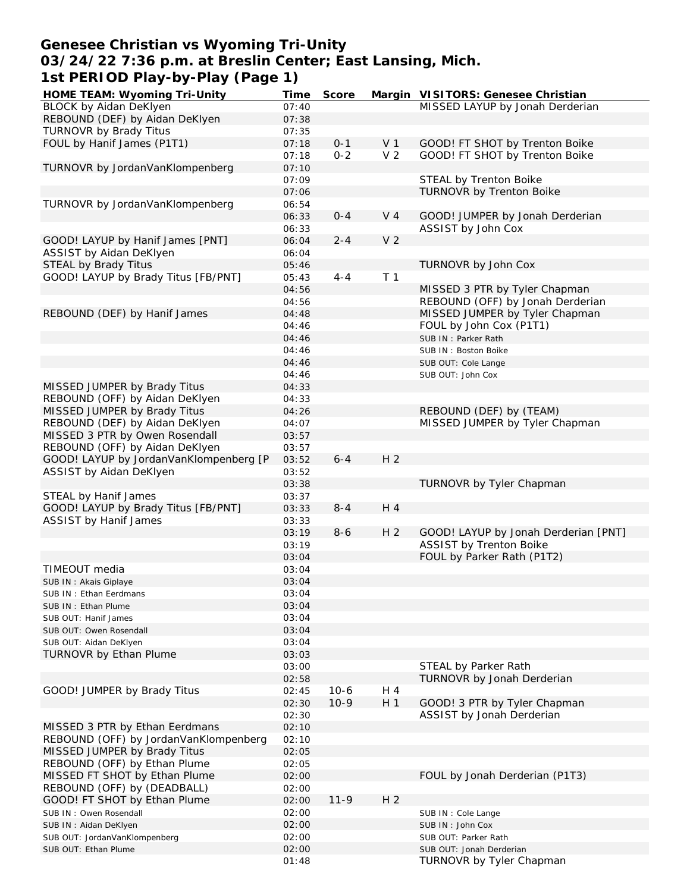# Genesee Christian vs Wyoming Tri-Unity
## 03/24/22 7:36 p.m. at Breslin Center; East Lansing, Mich.
## 1st PERIOD Play-by-Play (Page 1)

| HOME TEAM: Wyoming Tri-Unity | Time | Score | Margin | VISITORS: Genesee Christian |
|---|---|---|---|---|
| BLOCK by Aidan DeKlyen | 07:40 | | | MISSED LAYUP by Jonah Derderian |
| REBOUND (DEF) by Aidan DeKlyen | 07:38 | | | |
| TURNOVR by Brady Titus | 07:35 | | | |
| FOUL by Hanif James (P1T1) | 07:18 | 0-1 | V 1 | GOOD! FT SHOT by Trenton Boike |
| | 07:18 | 0-2 | V 2 | GOOD! FT SHOT by Trenton Boike |
| TURNOVR by JordanVanKlompenberg | 07:10 | | | |
| | 07:09 | | | STEAL by Trenton Boike |
| | 07:06 | | | TURNOVR by Trenton Boike |
| TURNOVR by JordanVanKlompenberg | 06:54 | | | |
| | 06:33 | 0-4 | V 4 | GOOD! JUMPER by Jonah Derderian |
| | 06:33 | | | ASSIST by John Cox |
| GOOD! LAYUP by Hanif James [PNT] | 06:04 | 2-4 | V 2 | |
| ASSIST by Aidan DeKlyen | 06:04 | | | |
| STEAL by Brady Titus | 05:46 | | | TURNOVR by John Cox |
| GOOD! LAYUP by Brady Titus [FB/PNT] | 05:43 | 4-4 | T 1 | |
| | 04:56 | | | MISSED 3 PTR by Tyler Chapman |
| | 04:56 | | | REBOUND (OFF) by Jonah Derderian |
| REBOUND (DEF) by Hanif James | 04:48 | | | MISSED JUMPER by Tyler Chapman |
| | 04:46 | | | FOUL by John Cox (P1T1) |
| | 04:46 | | | SUB IN : Parker Rath |
| | 04:46 | | | SUB IN : Boston Boike |
| | 04:46 | | | SUB OUT: Cole Lange |
| | 04:46 | | | SUB OUT: John Cox |
| MISSED JUMPER by Brady Titus | 04:33 | | | |
| REBOUND (OFF) by Aidan DeKlyen | 04:33 | | | |
| MISSED JUMPER by Brady Titus | 04:26 | | | REBOUND (DEF) by (TEAM) |
| REBOUND (DEF) by Aidan DeKlyen | 04:07 | | | MISSED JUMPER by Tyler Chapman |
| MISSED 3 PTR by Owen Rosendall | 03:57 | | | |
| REBOUND (OFF) by Aidan DeKlyen | 03:57 | | | |
| GOOD! LAYUP by JordanVanKlompenberg [P | 03:52 | 6-4 | H 2 | |
| ASSIST by Aidan DeKlyen | 03:52 | | | |
| | 03:38 | | | TURNOVR by Tyler Chapman |
| STEAL by Hanif James | 03:37 | | | |
| GOOD! LAYUP by Brady Titus [FB/PNT] | 03:33 | 8-4 | H 4 | |
| ASSIST by Hanif James | 03:33 | | | |
| | 03:19 | 8-6 | H 2 | GOOD! LAYUP by Jonah Derderian [PNT] |
| | 03:19 | | | ASSIST by Trenton Boike |
| | 03:04 | | | FOUL by Parker Rath (P1T2) |
| TIMEOUT media | 03:04 | | | |
| SUB IN : Akais Giplaye | 03:04 | | | |
| SUB IN : Ethan Eerdmans | 03:04 | | | |
| SUB IN : Ethan Plume | 03:04 | | | |
| SUB OUT: Hanif James | 03:04 | | | |
| SUB OUT: Owen Rosendall | 03:04 | | | |
| SUB OUT: Aidan DeKlyen | 03:04 | | | |
| TURNOVR by Ethan Plume | 03:03 | | | |
| | 03:00 | | | STEAL by Parker Rath |
| | 02:58 | | | TURNOVR by Jonah Derderian |
| GOOD! JUMPER by Brady Titus | 02:45 | 10-6 | H 4 | |
| | 02:30 | 10-9 | H 1 | GOOD! 3 PTR by Tyler Chapman |
| | 02:30 | | | ASSIST by Jonah Derderian |
| MISSED 3 PTR by Ethan Eerdmans | 02:10 | | | |
| REBOUND (OFF) by JordanVanKlompenberg | 02:10 | | | |
| MISSED JUMPER by Brady Titus | 02:05 | | | |
| REBOUND (OFF) by Ethan Plume | 02:05 | | | |
| MISSED FT SHOT by Ethan Plume | 02:00 | | | FOUL by Jonah Derderian (P1T3) |
| REBOUND (OFF) by (DEADBALL) | 02:00 | | | |
| GOOD! FT SHOT by Ethan Plume | 02:00 | 11-9 | H 2 | |
| SUB IN : Owen Rosendall | 02:00 | | | SUB IN : Cole Lange |
| SUB IN : Aidan DeKlyen | 02:00 | | | SUB IN : John Cox |
| SUB OUT: JordanVanKlompenberg | 02:00 | | | SUB OUT: Parker Rath |
| SUB OUT: Ethan Plume | 02:00 | | | SUB OUT: Jonah Derderian |
| | 01:48 | | | TURNOVR by Tyler Chapman |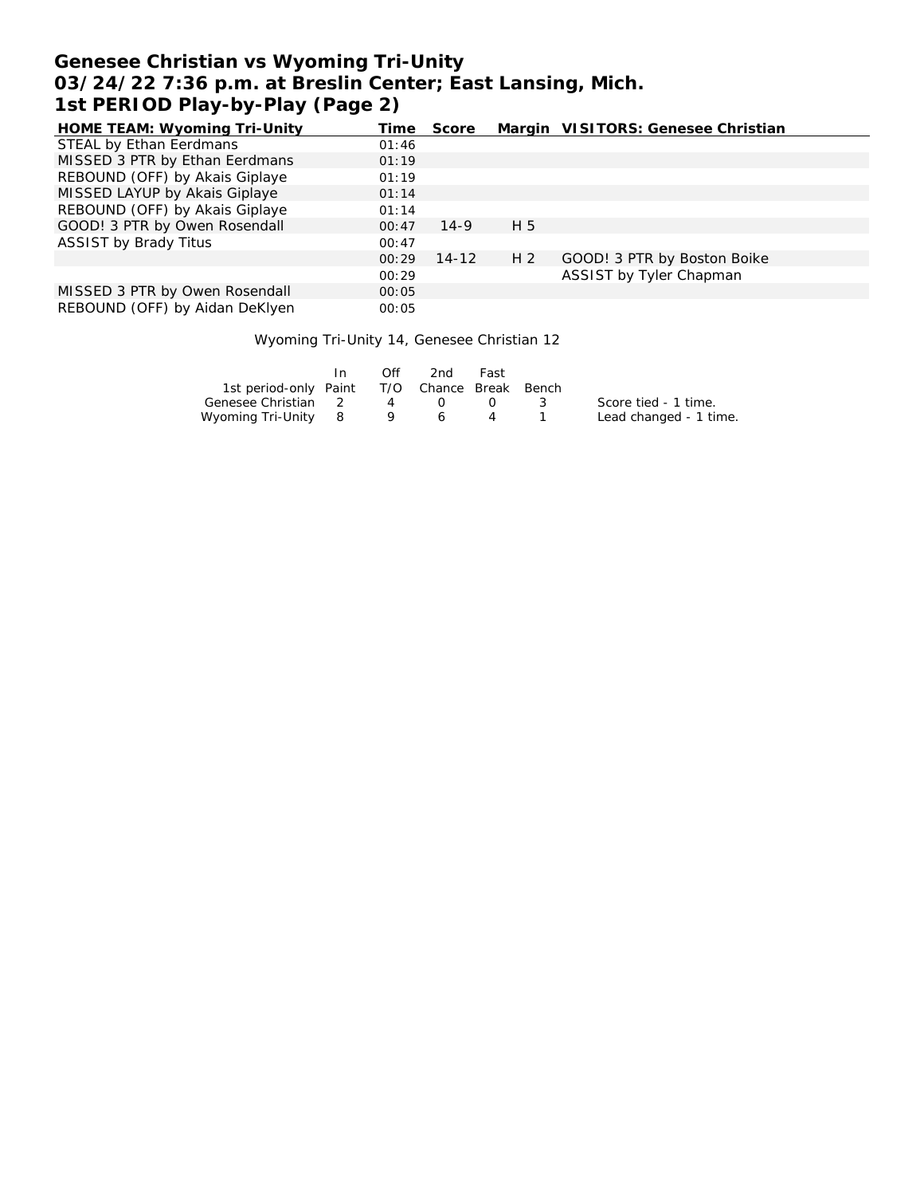# Genesee Christian vs Wyoming Tri-Unity
## 03/24/22 7:36 p.m. at Breslin Center; East Lansing, Mich.
## 1st PERIOD Play-by-Play (Page 2)

| HOME TEAM: Wyoming Tri-Unity | Time | Score | Margin | VISITORS: Genesee Christian |
|---|---|---|---|---|
| STEAL by Ethan Eerdmans | 01:46 | | | |
| MISSED 3 PTR by Ethan Eerdmans | 01:19 | | | |
| REBOUND (OFF) by Akais Giplaye | 01:19 | | | |
| MISSED LAYUP by Akais Giplaye | 01:14 | | | |
| REBOUND (OFF) by Akais Giplaye | 01:14 | | | |
| GOOD! 3 PTR by Owen Rosendall | 00:47 | 14-9 | H 5 | |
| ASSIST by Brady Titus | 00:47 | | | |
| | 00:29 | 14-12 | H 2 | GOOD! 3 PTR by Boston Boike |
| | 00:29 | | | ASSIST by Tyler Chapman |
| MISSED 3 PTR by Owen Rosendall | 00:05 | | | |
| REBOUND (OFF) by Aidan DeKlyen | 00:05 | | | |

Wyoming Tri-Unity 14, Genesee Christian 12

| 1st period-only | In Paint | Off T/O | 2nd Chance | Fast Break | Bench |
|---|---|---|---|---|---|
| Genesee Christian | 2 | 4 | 0 | 0 | 3 |
| Wyoming Tri-Unity | 8 | 9 | 6 | 4 | 1 |

Score tied - 1 time.
Lead changed - 1 time.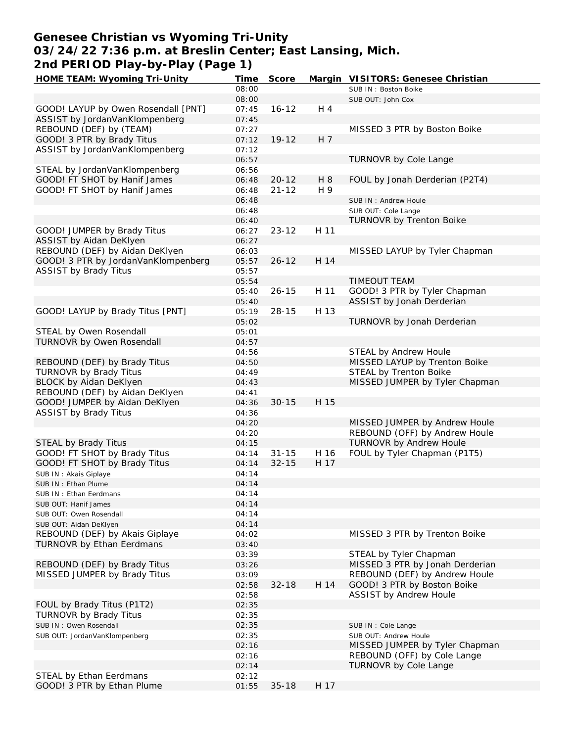# Genesee Christian vs Wyoming Tri-Unity
## 03/24/22 7:36 p.m. at Breslin Center; East Lansing, Mich.
## 2nd PERIOD Play-by-Play (Page 1)

| HOME TEAM: Wyoming Tri-Unity | Time | Score | Margin | VISITORS: Genesee Christian |
|---|---|---|---|---|
| | 08:00 | | | SUB IN : Boston Boike |
| | 08:00 | | | SUB OUT: John Cox |
| GOOD! LAYUP by Owen Rosendall [PNT] | 07:45 | 16-12 | H 4 | |
| ASSIST by JordanVanKlompenberg | 07:45 | | | |
| REBOUND (DEF) by (TEAM) | 07:27 | | | MISSED 3 PTR by Boston Boike |
| GOOD! 3 PTR by Brady Titus | 07:12 | 19-12 | H 7 | |
| ASSIST by JordanVanKlompenberg | 07:12 | | | |
| | 06:57 | | | TURNOVR by Cole Lange |
| STEAL by JordanVanKlompenberg | 06:56 | | | |
| GOOD! FT SHOT by Hanif James | 06:48 | 20-12 | H 8 | FOUL by Jonah Derderian (P2T4) |
| GOOD! FT SHOT by Hanif James | 06:48 | 21-12 | H 9 | |
| | 06:48 | | | SUB IN : Andrew Houle |
| | 06:48 | | | SUB OUT: Cole Lange |
| | 06:40 | | | TURNOVR by Trenton Boike |
| GOOD! JUMPER by Brady Titus | 06:27 | 23-12 | H 11 | |
| ASSIST by Aidan DeKlyen | 06:27 | | | |
| REBOUND (DEF) by Aidan DeKlyen | 06:03 | | | MISSED LAYUP by Tyler Chapman |
| GOOD! 3 PTR by JordanVanKlompenberg | 05:57 | 26-12 | H 14 | |
| ASSIST by Brady Titus | 05:57 | | | |
| | 05:54 | | | TIMEOUT TEAM |
| | 05:40 | 26-15 | H 11 | GOOD! 3 PTR by Tyler Chapman |
| | 05:40 | | | ASSIST by Jonah Derderian |
| GOOD! LAYUP by Brady Titus [PNT] | 05:19 | 28-15 | H 13 | |
| | 05:02 | | | TURNOVR by Jonah Derderian |
| STEAL by Owen Rosendall | 05:01 | | | |
| TURNOVR by Owen Rosendall | 04:57 | | | |
| | 04:56 | | | STEAL by Andrew Houle |
| REBOUND (DEF) by Brady Titus | 04:50 | | | MISSED LAYUP by Trenton Boike |
| TURNOVR by Brady Titus | 04:49 | | | STEAL by Trenton Boike |
| BLOCK by Aidan DeKlyen | 04:43 | | | MISSED JUMPER by Tyler Chapman |
| REBOUND (DEF) by Aidan DeKlyen | 04:41 | | | |
| GOOD! JUMPER by Aidan DeKlyen | 04:36 | 30-15 | H 15 | |
| ASSIST by Brady Titus | 04:36 | | | |
| | 04:20 | | | MISSED JUMPER by Andrew Houle |
| | 04:20 | | | REBOUND (OFF) by Andrew Houle |
| STEAL by Brady Titus | 04:15 | | | TURNOVR by Andrew Houle |
| GOOD! FT SHOT by Brady Titus | 04:14 | 31-15 | H 16 | FOUL by Tyler Chapman (P1T5) |
| GOOD! FT SHOT by Brady Titus | 04:14 | 32-15 | H 17 | |
| SUB IN : Akais Giplaye | 04:14 | | | |
| SUB IN : Ethan Plume | 04:14 | | | |
| SUB IN : Ethan Eerdmans | 04:14 | | | |
| SUB OUT: Hanif James | 04:14 | | | |
| SUB OUT: Owen Rosendall | 04:14 | | | |
| SUB OUT: Aidan DeKlyen | 04:14 | | | |
| REBOUND (DEF) by Akais Giplaye | 04:02 | | | MISSED 3 PTR by Trenton Boike |
| TURNOVR by Ethan Eerdmans | 03:40 | | | |
| | 03:39 | | | STEAL by Tyler Chapman |
| REBOUND (DEF) by Brady Titus | 03:26 | | | MISSED 3 PTR by Jonah Derderian |
| MISSED JUMPER by Brady Titus | 03:09 | | | REBOUND (DEF) by Andrew Houle |
| | 02:58 | 32-18 | H 14 | GOOD! 3 PTR by Boston Boike |
| | 02:58 | | | ASSIST by Andrew Houle |
| FOUL by Brady Titus (P1T2) | 02:35 | | | |
| TURNOVR by Brady Titus | 02:35 | | | |
| SUB IN : Owen Rosendall | 02:35 | | | SUB IN : Cole Lange |
| SUB OUT: JordanVanKlompenberg | 02:35 | | | SUB OUT: Andrew Houle |
| | 02:16 | | | MISSED JUMPER by Tyler Chapman |
| | 02:16 | | | REBOUND (OFF) by Cole Lange |
| | 02:14 | | | TURNOVR by Cole Lange |
| STEAL by Ethan Eerdmans | 02:12 | | | |
| GOOD! 3 PTR by Ethan Plume | 01:55 | 35-18 | H 17 | |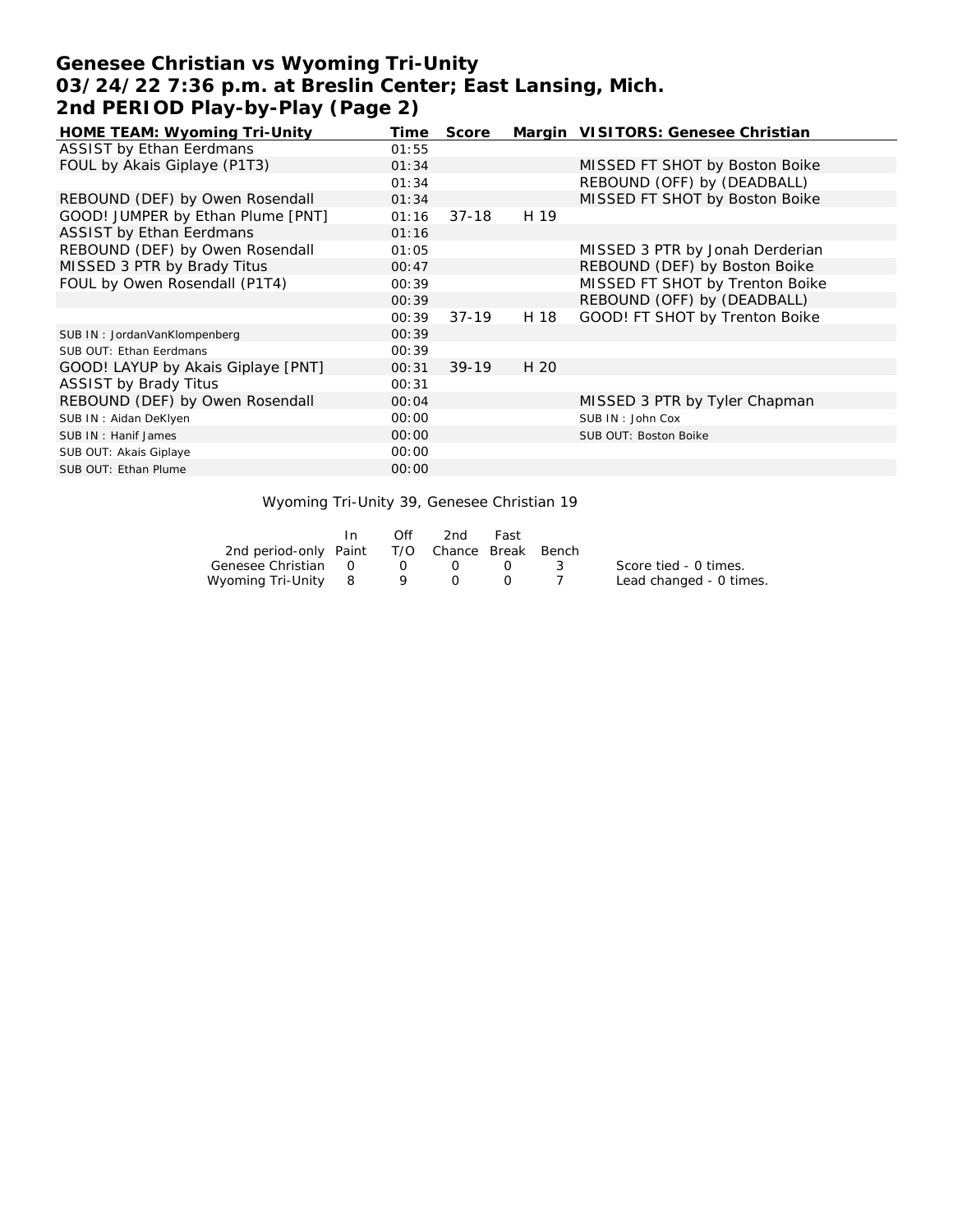# Genesee Christian vs Wyoming Tri-Unity
## 03/24/22 7:36 p.m. at Breslin Center; East Lansing, Mich.
## 2nd PERIOD Play-by-Play (Page 2)

| HOME TEAM: Wyoming Tri-Unity | Time | Score | Margin | VISITORS: Genesee Christian |
|---|---|---|---|---|
| ASSIST by Ethan Eerdmans | 01:55 | | | |
| FOUL by Akais Giplaye (P1T3) | 01:34 | | | MISSED FT SHOT by Boston Boike |
| | 01:34 | | | REBOUND (OFF) by (DEADBALL) |
| REBOUND (DEF) by Owen Rosendall | 01:34 | | | MISSED FT SHOT by Boston Boike |
| GOOD! JUMPER by Ethan Plume [PNT] | 01:16 | 37-18 | H 19 | |
| ASSIST by Ethan Eerdmans | 01:16 | | | |
| REBOUND (DEF) by Owen Rosendall | 01:05 | | | MISSED 3 PTR by Jonah Derderian |
| MISSED 3 PTR by Brady Titus | 00:47 | | | REBOUND (DEF) by Boston Boike |
| FOUL by Owen Rosendall (P1T4) | 00:39 | | | MISSED FT SHOT by Trenton Boike |
| | 00:39 | | | REBOUND (OFF) by (DEADBALL) |
| | 00:39 | 37-19 | H 18 | GOOD! FT SHOT by Trenton Boike |
| SUB IN : JordanVanKlompenberg | 00:39 | | | |
| SUB OUT: Ethan Eerdmans | 00:39 | | | |
| GOOD! LAYUP by Akais Giplaye [PNT] | 00:31 | 39-19 | H 20 | |
| ASSIST by Brady Titus | 00:31 | | | |
| REBOUND (DEF) by Owen Rosendall | 00:04 | | | MISSED 3 PTR by Tyler Chapman |
| SUB IN : Aidan DeKlyen | 00:00 | | | SUB IN : John Cox |
| SUB IN : Hanif James | 00:00 | | | SUB OUT: Boston Boike |
| SUB OUT: Akais Giplaye | 00:00 | | | |
| SUB OUT: Ethan Plume | 00:00 | | | |

Wyoming Tri-Unity 39, Genesee Christian 19

| 2nd period-only | In Paint | Off T/O | 2nd Chance | Fast Break | Bench |
|---|---|---|---|---|---|
| Genesee Christian | 0 | 0 | 0 | 0 | 3 |
| Wyoming Tri-Unity | 8 | 9 | 0 | 0 | 7 |

Score tied - 0 times.
Lead changed - 0 times.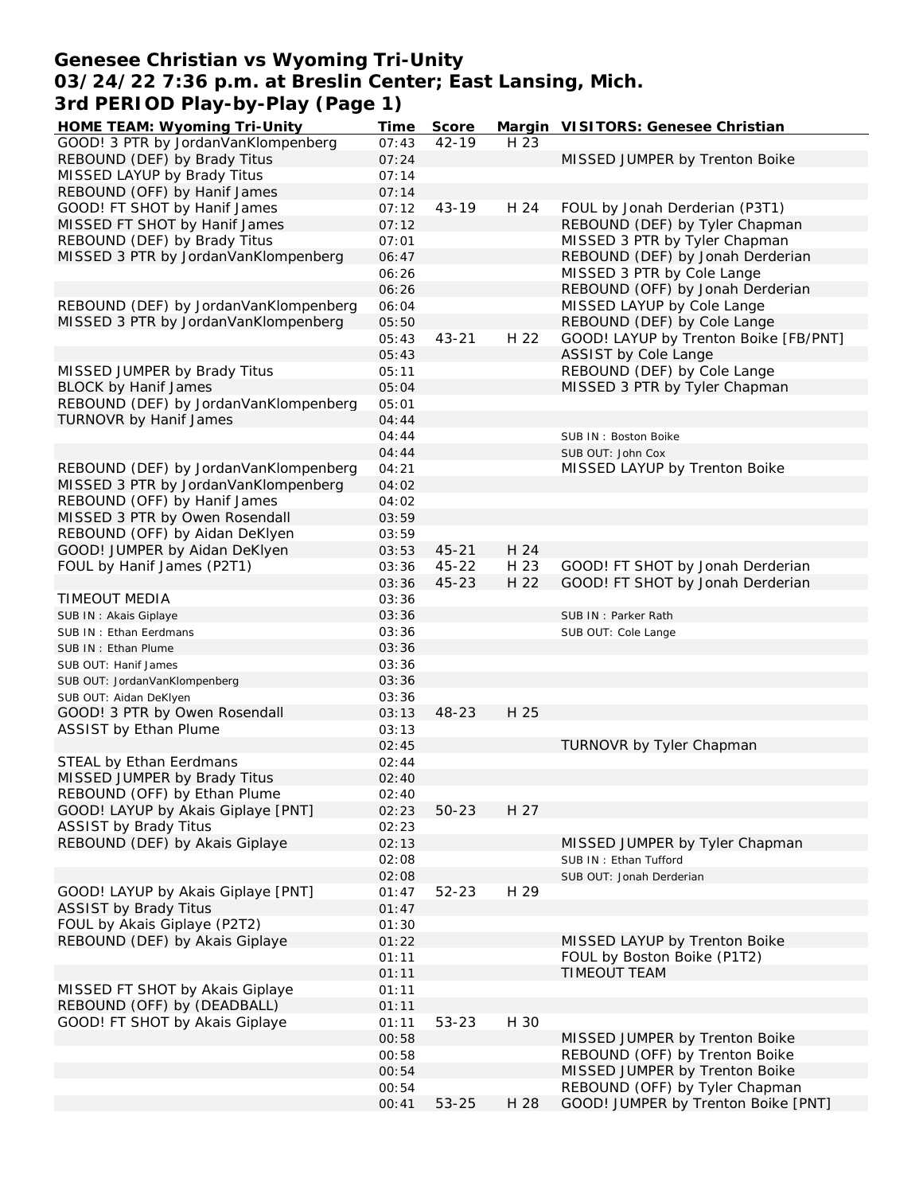# Genesee Christian vs Wyoming Tri-Unity
## 03/24/22 7:36 p.m. at Breslin Center; East Lansing, Mich.
## 3rd PERIOD Play-by-Play (Page 1)

| HOME TEAM: Wyoming Tri-Unity | Time | Score | Margin | VISITORS: Genesee Christian |
|---|---|---|---|---|
| GOOD! 3 PTR by JordanVanKlompenberg | 07:43 | 42-19 | H 23 | |
| REBOUND (DEF) by Brady Titus | 07:24 | | | MISSED JUMPER by Trenton Boike |
| MISSED LAYUP by Brady Titus | 07:14 | | | |
| REBOUND (OFF) by Hanif James | 07:14 | | | |
| GOOD! FT SHOT by Hanif James | 07:12 | 43-19 | H 24 | FOUL by Jonah Derderian (P3T1) |
| MISSED FT SHOT by Hanif James | 07:12 | | | REBOUND (DEF) by Tyler Chapman |
| REBOUND (DEF) by Brady Titus | 07:01 | | | MISSED 3 PTR by Tyler Chapman |
| MISSED 3 PTR by JordanVanKlompenberg | 06:47 | | | REBOUND (DEF) by Jonah Derderian |
| | 06:26 | | | MISSED 3 PTR by Cole Lange |
| | 06:26 | | | REBOUND (OFF) by Jonah Derderian |
| REBOUND (DEF) by JordanVanKlompenberg | 06:04 | | | MISSED LAYUP by Cole Lange |
| MISSED 3 PTR by JordanVanKlompenberg | 05:50 | | | REBOUND (DEF) by Cole Lange |
| | 05:43 | 43-21 | H 22 | GOOD! LAYUP by Trenton Boike [FB/PNT] |
| | 05:43 | | | ASSIST by Cole Lange |
| MISSED JUMPER by Brady Titus | 05:11 | | | REBOUND (DEF) by Cole Lange |
| BLOCK by Hanif James | 05:04 | | | MISSED 3 PTR by Tyler Chapman |
| REBOUND (DEF) by JordanVanKlompenberg | 05:01 | | | |
| TURNOVR by Hanif James | 04:44 | | | |
| | 04:44 | | | SUB IN : Boston Boike |
| | 04:44 | | | SUB OUT: John Cox |
| REBOUND (DEF) by JordanVanKlompenberg | 04:21 | | | MISSED LAYUP by Trenton Boike |
| MISSED 3 PTR by JordanVanKlompenberg | 04:02 | | | |
| REBOUND (OFF) by Hanif James | 04:02 | | | |
| MISSED 3 PTR by Owen Rosendall | 03:59 | | | |
| REBOUND (OFF) by Aidan DeKlyen | 03:59 | | | |
| GOOD! JUMPER by Aidan DeKlyen | 03:53 | 45-21 | H 24 | |
| FOUL by Hanif James (P2T1) | 03:36 | 45-22 | H 23 | GOOD! FT SHOT by Jonah Derderian |
| | 03:36 | 45-23 | H 22 | GOOD! FT SHOT by Jonah Derderian |
| TIMEOUT MEDIA | 03:36 | | | |
| SUB IN : Akais Giplaye | 03:36 | | | SUB IN : Parker Rath |
| SUB IN : Ethan Eerdmans | 03:36 | | | SUB OUT: Cole Lange |
| SUB IN : Ethan Plume | 03:36 | | | |
| SUB OUT: Hanif James | 03:36 | | | |
| SUB OUT: JordanVanKlompenberg | 03:36 | | | |
| SUB OUT: Aidan DeKlyen | 03:36 | | | |
| GOOD! 3 PTR by Owen Rosendall | 03:13 | 48-23 | H 25 | |
| ASSIST by Ethan Plume | 03:13 | | | |
| | 02:45 | | | TURNOVR by Tyler Chapman |
| STEAL by Ethan Eerdmans | 02:44 | | | |
| MISSED JUMPER by Brady Titus | 02:40 | | | |
| REBOUND (OFF) by Ethan Plume | 02:40 | | | |
| GOOD! LAYUP by Akais Giplaye [PNT] | 02:23 | 50-23 | H 27 | |
| ASSIST by Brady Titus | 02:23 | | | |
| REBOUND (DEF) by Akais Giplaye | 02:13 | | | MISSED JUMPER by Tyler Chapman |
| | 02:08 | | | SUB IN : Ethan Tufford |
| | 02:08 | | | SUB OUT: Jonah Derderian |
| GOOD! LAYUP by Akais Giplaye [PNT] | 01:47 | 52-23 | H 29 | |
| ASSIST by Brady Titus | 01:47 | | | |
| FOUL by Akais Giplaye (P2T2) | 01:30 | | | |
| REBOUND (DEF) by Akais Giplaye | 01:22 | | | MISSED LAYUP by Trenton Boike |
| | 01:11 | | | FOUL by Boston Boike (P1T2) |
| | 01:11 | | | TIMEOUT TEAM |
| MISSED FT SHOT by Akais Giplaye | 01:11 | | | |
| REBOUND (OFF) by (DEADBALL) | 01:11 | | | |
| GOOD! FT SHOT by Akais Giplaye | 01:11 | 53-23 | H 30 | |
| | 00:58 | | | MISSED JUMPER by Trenton Boike |
| | 00:58 | | | REBOUND (OFF) by Trenton Boike |
| | 00:54 | | | MISSED JUMPER by Trenton Boike |
| | 00:54 | | | REBOUND (OFF) by Tyler Chapman |
| | 00:41 | 53-25 | H 28 | GOOD! JUMPER by Trenton Boike [PNT] |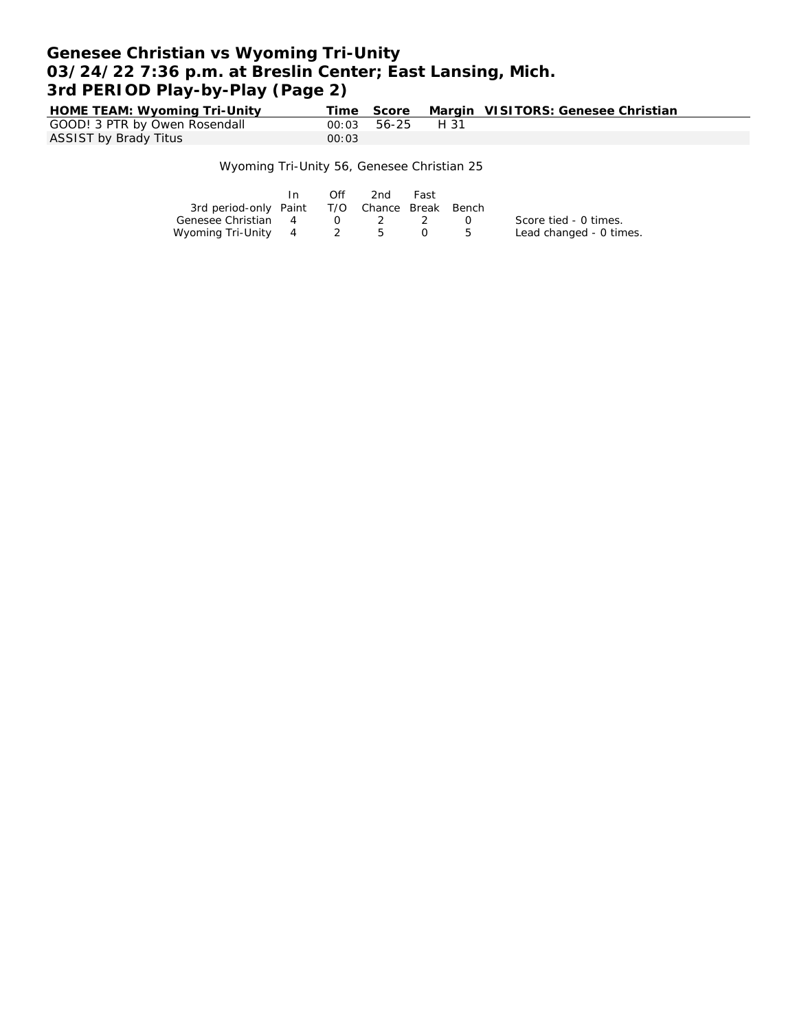# Genesee Christian vs Wyoming Tri-Unity
## 03/24/22 7:36 p.m. at Breslin Center; East Lansing, Mich.
## 3rd PERIOD Play-by-Play (Page 2)

| HOME TEAM: Wyoming Tri-Unity | Time | Score | Margin | VISITORS: Genesee Christian |
|---|---|---|---|---|
| GOOD! 3 PTR by Owen Rosendall | 00:03 | 56-25 | H 31 | |
| ASSIST by Brady Titus | 00:03 | | | |

Wyoming Tri-Unity 56, Genesee Christian 25

| 3rd period-only | In Paint | Off T/O | 2nd Chance | Fast Break | Bench |
|---|---|---|---|---|---|
| Genesee Christian | 4 | 0 | 2 | 2 | 0 |
| Wyoming Tri-Unity | 4 | 2 | 5 | 0 | 5 |

Score tied - 0 times.
Lead changed - 0 times.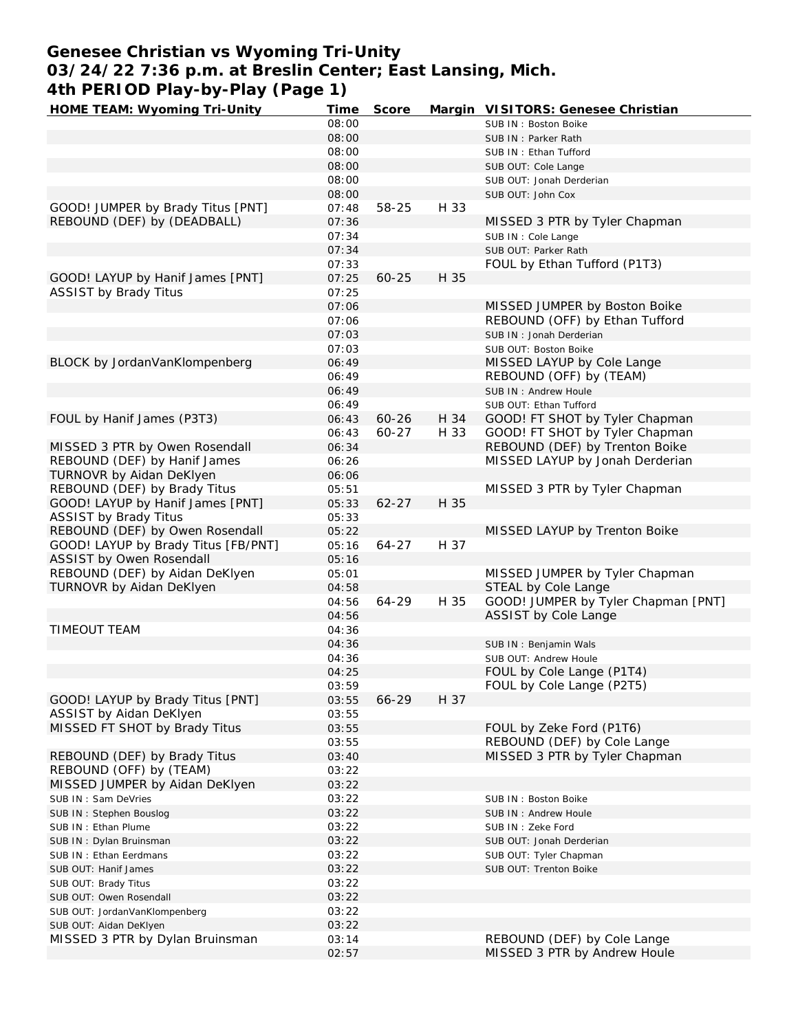# Genesee Christian vs Wyoming Tri-Unity
## 03/24/22 7:36 p.m. at Breslin Center; East Lansing, Mich.
## 4th PERIOD Play-by-Play (Page 1)

| HOME TEAM: Wyoming Tri-Unity | Time | Score | Margin | VISITORS: Genesee Christian |
|---|---|---|---|---|
| | 08:00 | | | SUB IN : Boston Boike |
| | 08:00 | | | SUB IN : Parker Rath |
| | 08:00 | | | SUB IN : Ethan Tufford |
| | 08:00 | | | SUB OUT: Cole Lange |
| | 08:00 | | | SUB OUT: Jonah Derderian |
| | 08:00 | | | SUB OUT: John Cox |
| GOOD! JUMPER by Brady Titus [PNT] | 07:48 | 58-25 | H 33 | |
| REBOUND (DEF) by (DEADBALL) | 07:36 | | | MISSED 3 PTR by Tyler Chapman |
| | 07:34 | | | SUB IN : Cole Lange |
| | 07:34 | | | SUB OUT: Parker Rath |
| | 07:33 | | | FOUL by Ethan Tufford (P1T3) |
| GOOD! LAYUP by Hanif James [PNT] | 07:25 | 60-25 | H 35 | |
| ASSIST by Brady Titus | 07:25 | | | |
| | 07:06 | | | MISSED JUMPER by Boston Boike |
| | 07:06 | | | REBOUND (OFF) by Ethan Tufford |
| | 07:03 | | | SUB IN : Jonah Derderian |
| | 07:03 | | | SUB OUT: Boston Boike |
| BLOCK by JordanVanKlompenberg | 06:49 | | | MISSED LAYUP by Cole Lange |
| | 06:49 | | | REBOUND (OFF) by (TEAM) |
| | 06:49 | | | SUB IN : Andrew Houle |
| | 06:49 | | | SUB OUT: Ethan Tufford |
| FOUL by Hanif James (P3T3) | 06:43 | 60-26 | H 34 | GOOD! FT SHOT by Tyler Chapman |
| | 06:43 | 60-27 | H 33 | GOOD! FT SHOT by Tyler Chapman |
| MISSED 3 PTR by Owen Rosendall | 06:34 | | | REBOUND (DEF) by Trenton Boike |
| REBOUND (DEF) by Hanif James | 06:26 | | | MISSED LAYUP by Jonah Derderian |
| TURNOVR by Aidan DeKlyen | 06:06 | | | |
| REBOUND (DEF) by Brady Titus | 05:51 | | | MISSED 3 PTR by Tyler Chapman |
| GOOD! LAYUP by Hanif James [PNT] | 05:33 | 62-27 | H 35 | |
| ASSIST by Brady Titus | 05:33 | | | |
| REBOUND (DEF) by Owen Rosendall | 05:22 | | | MISSED LAYUP by Trenton Boike |
| GOOD! LAYUP by Brady Titus [FB/PNT] | 05:16 | 64-27 | H 37 | |
| ASSIST by Owen Rosendall | 05:16 | | | |
| REBOUND (DEF) by Aidan DeKlyen | 05:01 | | | MISSED JUMPER by Tyler Chapman |
| TURNOVR by Aidan DeKlyen | 04:58 | | | STEAL by Cole Lange |
| | 04:56 | 64-29 | H 35 | GOOD! JUMPER by Tyler Chapman [PNT] |
| | 04:56 | | | ASSIST by Cole Lange |
| TIMEOUT TEAM | 04:36 | | | |
| | 04:36 | | | SUB IN : Benjamin Wals |
| | 04:36 | | | SUB OUT: Andrew Houle |
| | 04:25 | | | FOUL by Cole Lange (P1T4) |
| | 03:59 | | | FOUL by Cole Lange (P2T5) |
| GOOD! LAYUP by Brady Titus [PNT] | 03:55 | 66-29 | H 37 | |
| ASSIST by Aidan DeKlyen | 03:55 | | | |
| MISSED FT SHOT by Brady Titus | 03:55 | | | FOUL by Zeke Ford (P1T6) |
| | 03:55 | | | REBOUND (DEF) by Cole Lange |
| REBOUND (DEF) by Brady Titus | 03:40 | | | MISSED 3 PTR by Tyler Chapman |
| REBOUND (OFF) by (TEAM) | 03:22 | | | |
| MISSED JUMPER by Aidan DeKlyen | 03:22 | | | |
| SUB IN : Sam DeVries | 03:22 | | | SUB IN : Boston Boike |
| SUB IN : Stephen Bouslog | 03:22 | | | SUB IN : Andrew Houle |
| SUB IN : Ethan Plume | 03:22 | | | SUB IN : Zeke Ford |
| SUB IN : Dylan Bruinsman | 03:22 | | | SUB OUT: Jonah Derderian |
| SUB IN : Ethan Eerdmans | 03:22 | | | SUB OUT: Tyler Chapman |
| SUB OUT: Hanif James | 03:22 | | | SUB OUT: Trenton Boike |
| SUB OUT: Brady Titus | 03:22 | | | |
| SUB OUT: Owen Rosendall | 03:22 | | | |
| SUB OUT: JordanVanKlompenberg | 03:22 | | | |
| SUB OUT: Aidan DeKlyen | 03:22 | | | |
| MISSED 3 PTR by Dylan Bruinsman | 03:14 | | | REBOUND (DEF) by Cole Lange |
| | 02:57 | | | MISSED 3 PTR by Andrew Houle |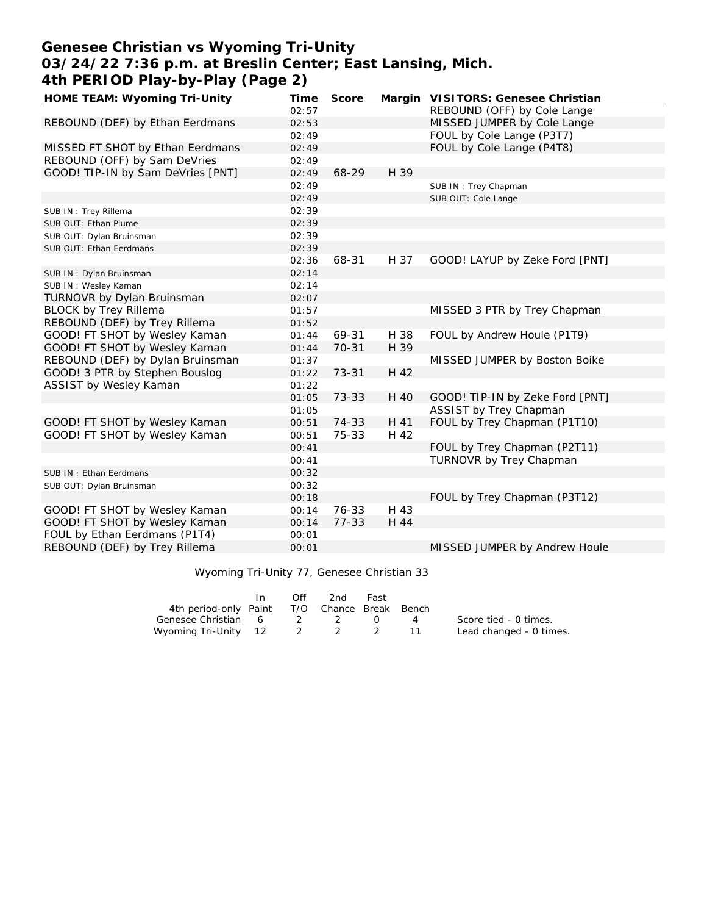# Genesee Christian vs Wyoming Tri-Unity
## 03/24/22 7:36 p.m. at Breslin Center; East Lansing, Mich.
## 4th PERIOD Play-by-Play (Page 2)

| HOME TEAM: Wyoming Tri-Unity | Time | Score | Margin | VISITORS: Genesee Christian |
|---|---|---|---|---|
| | 02:57 | | | REBOUND (OFF) by Cole Lange |
| REBOUND (DEF) by Ethan Eerdmans | 02:53 | | | MISSED JUMPER by Cole Lange |
| | 02:49 | | | FOUL by Cole Lange (P3T7) |
| MISSED FT SHOT by Ethan Eerdmans | 02:49 | | | FOUL by Cole Lange (P4T8) |
| REBOUND (OFF) by Sam DeVries | 02:49 | | | |
| GOOD! TIP-IN by Sam DeVries [PNT] | 02:49 | 68-29 | H 39 | |
| | 02:49 | | | SUB IN : Trey Chapman |
| | 02:49 | | | SUB OUT: Cole Lange |
| SUB IN : Trey Rillema | 02:39 | | | |
| SUB OUT: Ethan Plume | 02:39 | | | |
| SUB OUT: Dylan Bruinsman | 02:39 | | | |
| SUB OUT: Ethan Eerdmans | 02:39 | | | |
| | 02:36 | 68-31 | H 37 | GOOD! LAYUP by Zeke Ford [PNT] |
| SUB IN : Dylan Bruinsman | 02:14 | | | |
| SUB IN : Wesley Kaman | 02:14 | | | |
| TURNOVR by Dylan Bruinsman | 02:07 | | | |
| BLOCK by Trey Rillema | 01:57 | | | MISSED 3 PTR by Trey Chapman |
| REBOUND (DEF) by Trey Rillema | 01:52 | | | |
| GOOD! FT SHOT by Wesley Kaman | 01:44 | 69-31 | H 38 | FOUL by Andrew Houle (P1T9) |
| GOOD! FT SHOT by Wesley Kaman | 01:44 | 70-31 | H 39 | |
| REBOUND (DEF) by Dylan Bruinsman | 01:37 | | | MISSED JUMPER by Boston Boike |
| GOOD! 3 PTR by Stephen Bouslog | 01:22 | 73-31 | H 42 | |
| ASSIST by Wesley Kaman | 01:22 | | | |
| | 01:05 | 73-33 | H 40 | GOOD! TIP-IN by Zeke Ford [PNT] |
| | 01:05 | | | ASSIST by Trey Chapman |
| GOOD! FT SHOT by Wesley Kaman | 00:51 | 74-33 | H 41 | FOUL by Trey Chapman (P1T10) |
| GOOD! FT SHOT by Wesley Kaman | 00:51 | 75-33 | H 42 | |
| | 00:41 | | | FOUL by Trey Chapman (P2T11) |
| | 00:41 | | | TURNOVR by Trey Chapman |
| SUB IN : Ethan Eerdmans | 00:32 | | | |
| SUB OUT: Dylan Bruinsman | 00:32 | | | |
| | 00:18 | | | FOUL by Trey Chapman (P3T12) |
| GOOD! FT SHOT by Wesley Kaman | 00:14 | 76-33 | H 43 | |
| GOOD! FT SHOT by Wesley Kaman | 00:14 | 77-33 | H 44 | |
| FOUL by Ethan Eerdmans (P1T4) | 00:01 | | | |
| REBOUND (DEF) by Trey Rillema | 00:01 | | | MISSED JUMPER by Andrew Houle |

Wyoming Tri-Unity 77, Genesee Christian 33

| 4th period-only | In Paint | Off T/O | 2nd Chance | Fast Break | Bench |
|---|---|---|---|---|---|
| Genesee Christian | 6 | 2 | 2 | 0 | 4 |
| Wyoming Tri-Unity | 12 | 2 | 2 | 2 | 11 |

Score tied - 0 times.
Lead changed - 0 times.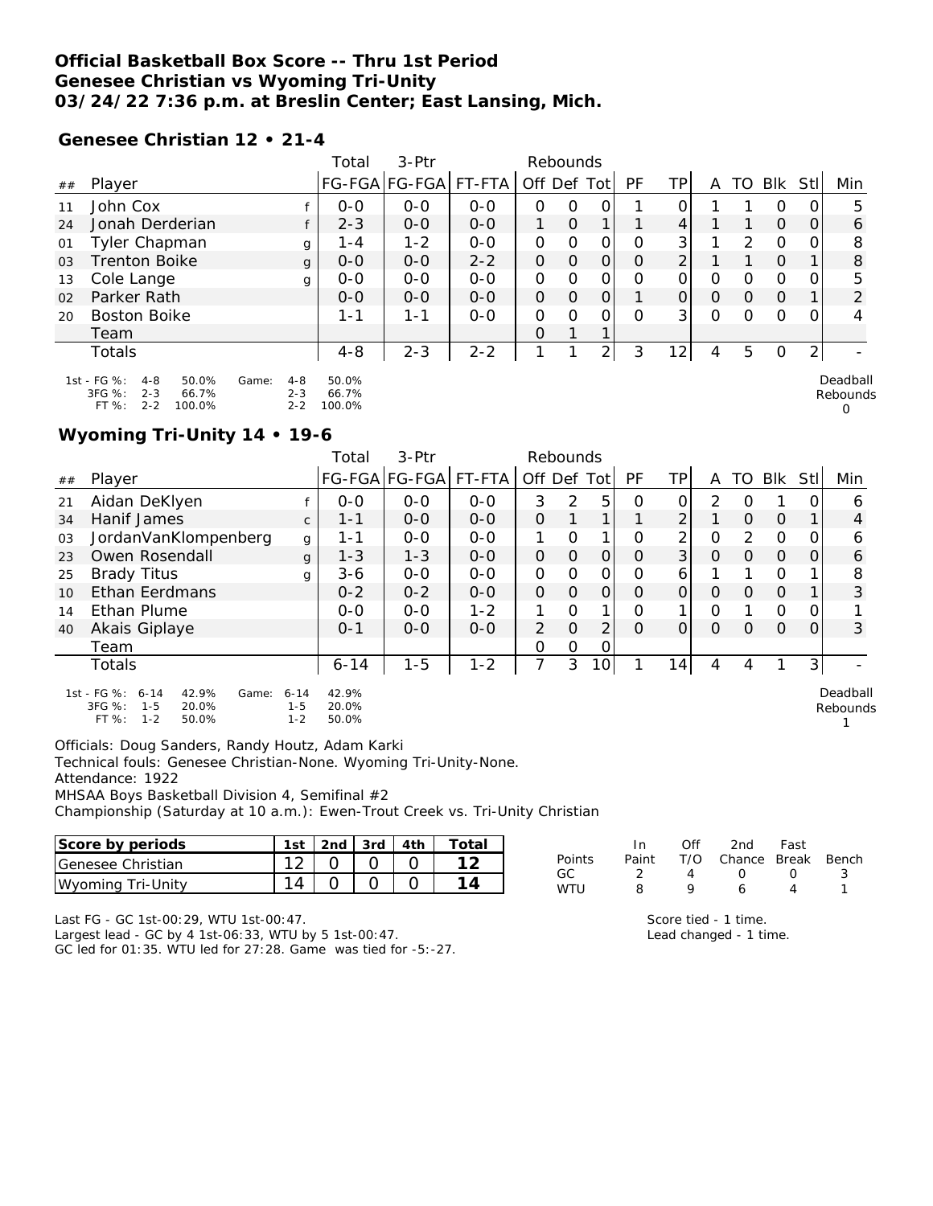**Official Basketball Box Score -- Thru 1st Period**
**Genesee Christian vs Wyoming Tri-Unity**
**03/24/22 7:36 p.m. at Breslin Center; East Lansing, Mich.**

**Genesee Christian 12 • 21-4**

| ## | Player | | Total FG-FGA | 3-Ptr FG-FGA | FT-FTA | Rebounds Off | Def | Tot | PF | TP | A | TO | Blk | Stl | Min |
|---|---|---|---|---|---|---|---|---|---|---|---|---|---|---|---|
| 11 | John Cox | f | 0-0 | 0-0 | 0-0 | 0 | 0 | 0 | 1 | 0 | 1 | 1 | 0 | 0 | 5 |
| 24 | Jonah Derderian | f | 2-3 | 0-0 | 0-0 | 1 | 0 | 1 | 1 | 4 | 1 | 1 | 0 | 0 | 6 |
| 01 | Tyler Chapman | g | 1-4 | 1-2 | 0-0 | 0 | 0 | 0 | 0 | 3 | 1 | 2 | 0 | 0 | 8 |
| 03 | Trenton Boike | g | 0-0 | 0-0 | 2-2 | 0 | 0 | 0 | 0 | 2 | 1 | 1 | 0 | 1 | 8 |
| 13 | Cole Lange | g | 0-0 | 0-0 | 0-0 | 0 | 0 | 0 | 0 | 0 | 0 | 0 | 0 | 0 | 5 |
| 02 | Parker Rath | | 0-0 | 0-0 | 0-0 | 0 | 0 | 0 | 1 | 0 | 0 | 0 | 0 | 1 | 2 |
| 20 | Boston Boike | | 1-1 | 1-1 | 0-0 | 0 | 0 | 0 | 0 | 3 | 0 | 0 | 0 | 0 | 4 |
| | Team | | | | | 0 | 1 | 1 | | | | | | | |
| | Totals | | 4-8 | 2-3 | 2-2 | 1 | 1 | 2 | 3 | 12 | 4 | 5 | 0 | 2 | - |

1st - FG %: 4-8 50.0% Game: 4-8 50.0%
3FG %: 2-3 66.7% 2-3 66.7%
FT %: 2-2 100.0% 2-2 100.0%

Deadball Rebounds 0

**Wyoming Tri-Unity 14 • 19-6**

| ## | Player | | Total FG-FGA | 3-Ptr FG-FGA | FT-FTA | Rebounds Off | Def | Tot | PF | TP | A | TO | Blk | Stl | Min |
|---|---|---|---|---|---|---|---|---|---|---|---|---|---|---|---|
| 21 | Aidan DeKlyen | f | 0-0 | 0-0 | 0-0 | 3 | 2 | 5 | 0 | 0 | 2 | 0 | 1 | 0 | 6 |
| 34 | Hanif James | c | 1-1 | 0-0 | 0-0 | 0 | 1 | 1 | 1 | 2 | 1 | 0 | 0 | 1 | 4 |
| 03 | JordanVanKlompenberg | g | 1-1 | 0-0 | 0-0 | 1 | 0 | 1 | 0 | 2 | 0 | 2 | 0 | 0 | 6 |
| 23 | Owen Rosendall | g | 1-3 | 1-3 | 0-0 | 0 | 0 | 0 | 0 | 3 | 0 | 0 | 0 | 0 | 6 |
| 25 | Brady Titus | g | 3-6 | 0-0 | 0-0 | 0 | 0 | 0 | 0 | 6 | 1 | 1 | 0 | 1 | 8 |
| 10 | Ethan Eerdmans | | 0-2 | 0-2 | 0-0 | 0 | 0 | 0 | 0 | 0 | 0 | 0 | 0 | 1 | 3 |
| 14 | Ethan Plume | | 0-0 | 0-0 | 1-2 | 1 | 0 | 1 | 0 | 1 | 0 | 1 | 0 | 0 | 1 |
| 40 | Akais Giplaye | | 0-1 | 0-0 | 0-0 | 2 | 0 | 2 | 0 | 0 | 0 | 0 | 0 | 0 | 3 |
| | Team | | | | | 0 | 0 | 0 | | | | | | | |
| | Totals | | 6-14 | 1-5 | 1-2 | 7 | 3 | 10 | 1 | 14 | 4 | 4 | 1 | 3 | - |

1st - FG %: 6-14 42.9% Game: 6-14 42.9%
3FG %: 1-5 20.0% 1-5 20.0%
FT %: 1-2 50.0% 1-2 50.0%

Deadball Rebounds 1

Officials: Doug Sanders, Randy Houtz, Adam Karki
Technical fouls: Genesee Christian-None. Wyoming Tri-Unity-None.
Attendance: 1922
MHSAA Boys Basketball Division 4, Semifinal #2
Championship (Saturday at 10 a.m.): Ewen-Trout Creek vs. Tri-Unity Christian

| Score by periods | 1st | 2nd | 3rd | 4th | Total |
|---|---|---|---|---|---|
| Genesee Christian | 12 | 0 | 0 | 0 | 12 |
| Wyoming Tri-Unity | 14 | 0 | 0 | 0 | 14 |

| Points | In Paint | Off T/O | 2nd Chance | Fast Break | Bench |
|---|---|---|---|---|---|
| GC | 2 | 4 | 0 | 0 | 3 |
| WTU | 8 | 9 | 6 | 4 | 1 |

Last FG - GC 1st-00:29, WTU 1st-00:47.
Largest lead - GC by 4 1st-06:33, WTU by 5 1st-00:47.
GC led for 01:35. WTU led for 27:28. Game was tied for -5:-27.

Score tied - 1 time.
Lead changed - 1 time.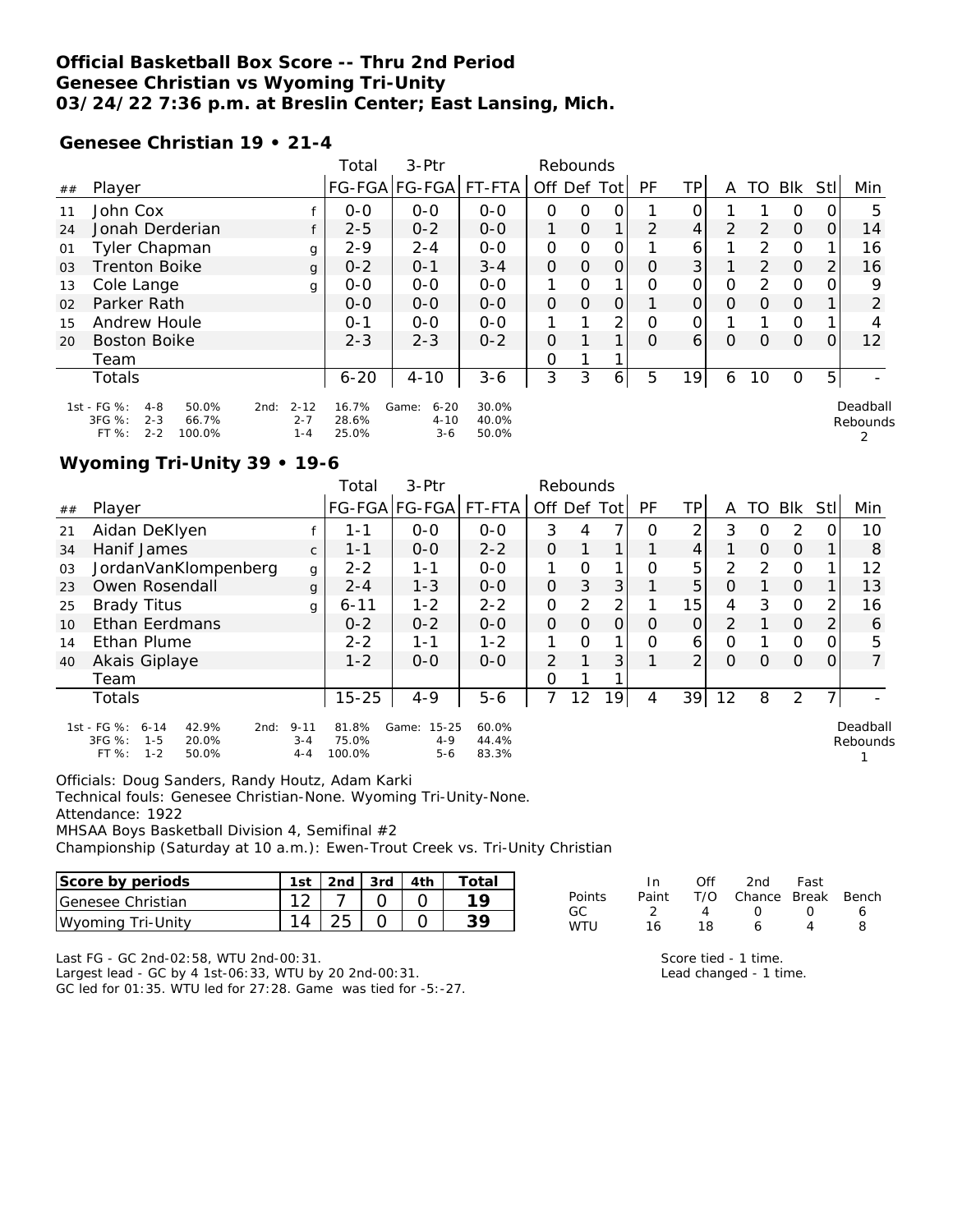**Official Basketball Box Score -- Thru 2nd Period**
**Genesee Christian vs Wyoming Tri-Unity**
**03/24/22 7:36 p.m. at Breslin Center; East Lansing, Mich.**

**Genesee Christian 19 • 21-4**

| ## | Player | | Total FG-FGA | 3-Ptr FG-FGA | FT-FTA | Off | Def | Tot | PF | TP | A | TO | Blk | Stl | Min |
|---|---|---|---|---|---|---|---|---|---|---|---|---|---|---|---|
| 11 | John Cox | f | 0-0 | 0-0 | 0-0 | 0 | 0 | 0 | 1 | 0 | 1 | 1 | 0 | 0 | 5 |
| 24 | Jonah Derderian | f | 2-5 | 0-2 | 0-0 | 1 | 0 | 1 | 2 | 4 | 2 | 2 | 0 | 0 | 14 |
| 01 | Tyler Chapman | g | 2-9 | 2-4 | 0-0 | 0 | 0 | 0 | 1 | 6 | 1 | 2 | 0 | 1 | 16 |
| 03 | Trenton Boike | g | 0-2 | 0-1 | 3-4 | 0 | 0 | 0 | 0 | 3 | 1 | 2 | 0 | 2 | 16 |
| 13 | Cole Lange | g | 0-0 | 0-0 | 0-0 | 1 | 0 | 1 | 0 | 0 | 0 | 2 | 0 | 0 | 9 |
| 02 | Parker Rath | | 0-0 | 0-0 | 0-0 | 0 | 0 | 0 | 1 | 0 | 0 | 0 | 0 | 1 | 2 |
| 15 | Andrew Houle | | 0-1 | 0-0 | 0-0 | 1 | 1 | 2 | 0 | 0 | 1 | 1 | 0 | 1 | 4 |
| 20 | Boston Boike | | 2-3 | 2-3 | 0-2 | 0 | 1 | 1 | 0 | 6 | 0 | 0 | 0 | 0 | 12 |
| | Team | | | | | 0 | 1 | 1 | | | | | | | |
| | Totals | | 6-20 | 4-10 | 3-6 | 3 | 3 | 6 | 5 | 19 | 6 | 10 | 0 | 5 | - |

1st - FG %: 4-8 50.0% 2nd: 2-12 16.7% Game: 6-20 30.0%
3FG %: 2-3 66.7% 2-7 28.6% 4-10 40.0%
FT %: 2-2 100.0% 1-4 25.0% 3-6 50.0%
Deadball Rebounds 2

**Wyoming Tri-Unity 39 • 19-6**

| ## | Player | | Total FG-FGA | 3-Ptr FG-FGA | FT-FTA | Off | Def | Tot | PF | TP | A | TO | Blk | Stl | Min |
|---|---|---|---|---|---|---|---|---|---|---|---|---|---|---|---|
| 21 | Aidan DeKlyen | f | 1-1 | 0-0 | 0-0 | 3 | 4 | 7 | 0 | 2 | 3 | 0 | 2 | 0 | 10 |
| 34 | Hanif James | c | 1-1 | 0-0 | 2-2 | 0 | 1 | 1 | 1 | 4 | 1 | 0 | 0 | 1 | 8 |
| 03 | JordanVanKlompenberg | g | 2-2 | 1-1 | 0-0 | 1 | 0 | 1 | 0 | 5 | 2 | 2 | 0 | 1 | 12 |
| 23 | Owen Rosendall | g | 2-4 | 1-3 | 0-0 | 0 | 3 | 3 | 1 | 5 | 0 | 1 | 0 | 1 | 13 |
| 25 | Brady Titus | g | 6-11 | 1-2 | 2-2 | 0 | 2 | 2 | 1 | 15 | 4 | 3 | 0 | 2 | 16 |
| 10 | Ethan Eerdmans | | 0-2 | 0-2 | 0-0 | 0 | 0 | 0 | 0 | 0 | 2 | 1 | 0 | 2 | 6 |
| 14 | Ethan Plume | | 2-2 | 1-1 | 1-2 | 1 | 0 | 1 | 0 | 6 | 0 | 1 | 0 | 0 | 5 |
| 40 | Akais Giplaye | | 1-2 | 0-0 | 0-0 | 2 | 1 | 3 | 1 | 2 | 0 | 0 | 0 | 0 | 7 |
| | Team | | | | | 0 | 1 | 1 | | | | | | | |
| | Totals | | 15-25 | 4-9 | 5-6 | 7 | 12 | 19 | 4 | 39 | 12 | 8 | 2 | 7 | - |

1st - FG %: 6-14 42.9% 2nd: 9-11 81.8% Game: 15-25 60.0%
3FG %: 1-5 20.0% 3-4 75.0% 4-9 44.4%
FT %: 1-2 50.0% 4-4 100.0% 5-6 83.3%
Deadball Rebounds 1

Officials: Doug Sanders, Randy Houtz, Adam Karki
Technical fouls: Genesee Christian-None. Wyoming Tri-Unity-None.
Attendance: 1922
MHSAA Boys Basketball Division 4, Semifinal #2
Championship (Saturday at 10 a.m.): Ewen-Trout Creek vs. Tri-Unity Christian

| Score by periods | 1st | 2nd | 3rd | 4th | Total |
|---|---|---|---|---|---|
| Genesee Christian | 12 | 7 | 0 | 0 | 19 |
| Wyoming Tri-Unity | 14 | 25 | 0 | 0 | 39 |

| Points | In Paint | Off T/O | 2nd Chance | Fast Break | Bench |
|---|---|---|---|---|---|
| GC | 2 | 4 | 0 | 0 | 6 |
| WTU | 16 | 18 | 6 | 4 | 8 |

Last FG - GC 2nd-02:58, WTU 2nd-00:31.
Largest lead - GC by 4 1st-06:33, WTU by 20 2nd-00:31.
GC led for 01:35. WTU led for 27:28. Game was tied for -5:-27.

Score tied - 1 time.
Lead changed - 1 time.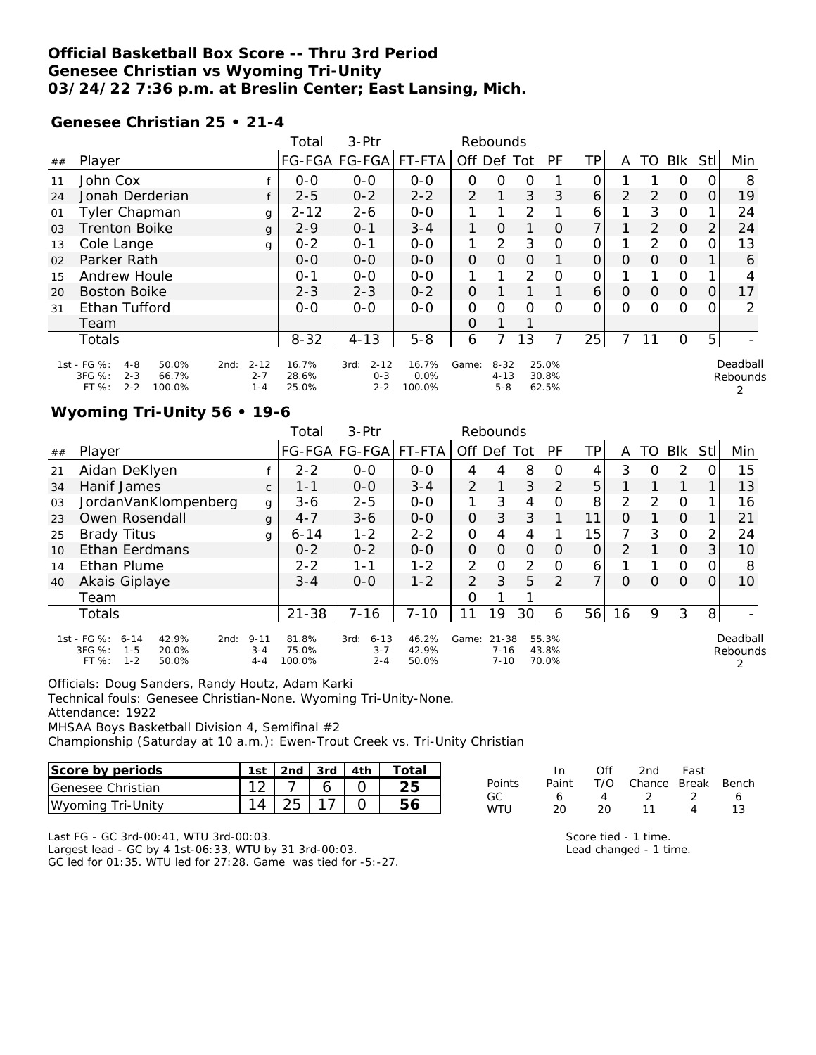**Official Basketball Box Score -- Thru 3rd Period**
**Genesee Christian vs Wyoming Tri-Unity**
**03/24/22 7:36 p.m. at Breslin Center; East Lansing, Mich.**

**Genesee Christian 25 • 21-4**

| ## | Player | | Total FG-FGA | 3-Ptr FG-FGA | FT-FTA | Rebounds Off | Def | Tot | PF | TP | A | TO | Blk | Stl | Min |
|---|---|---|---|---|---|---|---|---|---|---|---|---|---|---|---|
| 11 | John Cox | f | 0-0 | 0-0 | 0-0 | 0 | 0 | 0 | 1 | 0 | 1 | 1 | 0 | 0 | 8 |
| 24 | Jonah Derderian | f | 2-5 | 0-2 | 2-2 | 2 | 1 | 3 | 3 | 6 | 2 | 2 | 0 | 0 | 19 |
| 01 | Tyler Chapman | g | 2-12 | 2-6 | 0-0 | 1 | 1 | 2 | 1 | 6 | 1 | 3 | 0 | 1 | 24 |
| 03 | Trenton Boike | g | 2-9 | 0-1 | 3-4 | 1 | 0 | 1 | 0 | 7 | 1 | 2 | 0 | 2 | 24 |
| 13 | Cole Lange | g | 0-2 | 0-1 | 0-0 | 1 | 2 | 3 | 0 | 0 | 1 | 2 | 0 | 0 | 13 |
| 02 | Parker Rath | | 0-0 | 0-0 | 0-0 | 0 | 0 | 0 | 1 | 0 | 0 | 0 | 0 | 1 | 6 |
| 15 | Andrew Houle | | 0-1 | 0-0 | 0-0 | 1 | 1 | 2 | 0 | 0 | 1 | 1 | 0 | 1 | 4 |
| 20 | Boston Boike | | 2-3 | 2-3 | 0-2 | 0 | 1 | 1 | 1 | 6 | 0 | 0 | 0 | 0 | 17 |
| 31 | Ethan Tufford | | 0-0 | 0-0 | 0-0 | 0 | 0 | 0 | 0 | 0 | 0 | 0 | 0 | 0 | 2 |
| | Team | | | | | 0 | 1 | 1 | | | | | | | |
| | Totals | | 8-32 | 4-13 | 5-8 | 6 | 7 | 13 | 7 | 25 | 7 | 11 | 0 | 5 | - |

1st - FG %: 4-8 50.0% 3FG %: 2-3 66.7% FT %: 2-2 100.0%
2nd: 2-12 16.7% 2-7 28.6% 1-4 25.0%
3rd: 2-12 16.7% 0-3 0.0% 2-2 100.0%
Game: 8-32 25.0% 4-13 30.8% 5-8 62.5%
Deadball Rebounds 2

**Wyoming Tri-Unity 56 • 19-6**

| ## | Player | | Total FG-FGA | 3-Ptr FG-FGA | FT-FTA | Rebounds Off | Def | Tot | PF | TP | A | TO | Blk | Stl | Min |
|---|---|---|---|---|---|---|---|---|---|---|---|---|---|---|---|
| 21 | Aidan DeKlyen | f | 2-2 | 0-0 | 0-0 | 4 | 4 | 8 | 0 | 4 | 3 | 0 | 2 | 0 | 15 |
| 34 | Hanif James | c | 1-1 | 0-0 | 3-4 | 2 | 1 | 3 | 2 | 5 | 1 | 1 | 1 | 1 | 13 |
| 03 | JordanVanKlompenberg | g | 3-6 | 2-5 | 0-0 | 1 | 3 | 4 | 0 | 8 | 2 | 2 | 0 | 1 | 16 |
| 23 | Owen Rosendall | g | 4-7 | 3-6 | 0-0 | 0 | 3 | 3 | 1 | 11 | 0 | 1 | 0 | 1 | 21 |
| 25 | Brady Titus | g | 6-14 | 1-2 | 2-2 | 0 | 4 | 4 | 1 | 15 | 7 | 3 | 0 | 2 | 24 |
| 10 | Ethan Eerdmans | | 0-2 | 0-2 | 0-0 | 0 | 0 | 0 | 0 | 0 | 2 | 1 | 0 | 3 | 10 |
| 14 | Ethan Plume | | 2-2 | 1-1 | 1-2 | 2 | 0 | 2 | 0 | 6 | 1 | 1 | 0 | 0 | 8 |
| 40 | Akais Giplaye | | 3-4 | 0-0 | 1-2 | 2 | 3 | 5 | 2 | 7 | 0 | 0 | 0 | 0 | 10 |
| | Team | | | | | 0 | 1 | 1 | | | | | | | |
| | Totals | | 21-38 | 7-16 | 7-10 | 11 | 19 | 30 | 6 | 56 | 16 | 9 | 3 | 8 | - |

1st - FG %: 6-14 42.9% 3FG %: 1-5 20.0% FT %: 1-2 50.0%
2nd: 9-11 81.8% 3-4 75.0% 4-4 100.0%
3rd: 6-13 46.2% 3-7 42.9% 2-4 50.0%
Game: 21-38 55.3% 7-16 43.8% 7-10 70.0%
Deadball Rebounds 2

Officials: Doug Sanders, Randy Houtz, Adam Karki
Technical fouls: Genesee Christian-None. Wyoming Tri-Unity-None.
Attendance: 1922
MHSAA Boys Basketball Division 4, Semifinal #2
Championship (Saturday at 10 a.m.): Ewen-Trout Creek vs. Tri-Unity Christian

| Score by periods | 1st | 2nd | 3rd | 4th | Total |
|---|---|---|---|---|---|
| Genesee Christian | 12 | 7 | 6 | 0 | 25 |
| Wyoming Tri-Unity | 14 | 25 | 17 | 0 | 56 |

| Points | In Paint | Off T/O | 2nd Chance | Fast Break | Bench |
|---|---|---|---|---|---|
| GC | 6 | 4 | 2 | 2 | 6 |
| WTU | 20 | 20 | 11 | 4 | 13 |

Last FG - GC 3rd-00:41, WTU 3rd-00:03.
Largest lead - GC by 4 1st-06:33, WTU by 31 3rd-00:03.
GC led for 01:35. WTU led for 27:28. Game was tied for -5:-27.

Score tied - 1 time.
Lead changed - 1 time.